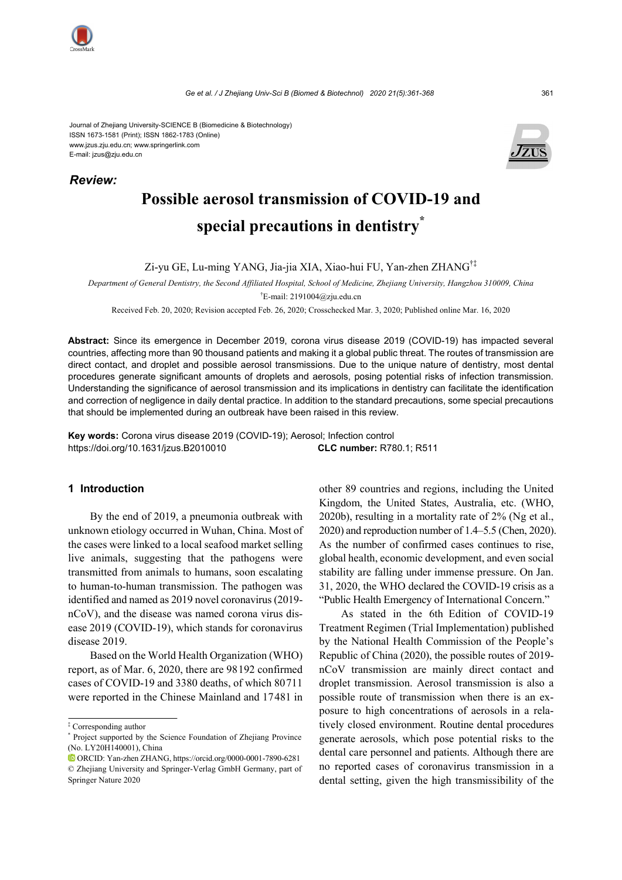Journal of Zhejiang University-SCIENCE B (Biomedicine & Biotechnology)
ISSN 1673-1581 (Print); ISSN 1862-1783 (Online)
www.jzus.zju.edu.cn; www.springerlink.com
E-mail: jzus@zju.edu.cn

***Review:***

# Possible aerosol transmission of COVID-19 and special precautions in dentistry*

Zi-yu GE, Lu-ming YANG, Jia-jia XIA, Xiao-hui FU, Yan-zhen ZHANG[†‡]

*Department of General Dentistry, the Second Affiliated Hospital, School of Medicine, Zhejiang University, Hangzhou 310009, China*

[†]E-mail: 2191004@zju.edu.cn

Received Feb. 20, 2020; Revision accepted Feb. 26, 2020; Crosschecked Mar. 3, 2020; Published online Mar. 16, 2020

**Abstract:** Since its emergence in December 2019, corona virus disease 2019 (COVID-19) has impacted several countries, affecting more than 90 thousand patients and making it a global public threat. The routes of transmission are direct contact, and droplet and possible aerosol transmissions. Due to the unique nature of dentistry, most dental procedures generate significant amounts of droplets and aerosols, posing potential risks of infection transmission. Understanding the significance of aerosol transmission and its implications in dentistry can facilitate the identification and correction of negligence in daily dental practice. In addition to the standard precautions, some special precautions that should be implemented during an outbreak have been raised in this review.

**Key words:** Corona virus disease 2019 (COVID-19); Aerosol; Infection control
https://doi.org/10.1631/jzus.B2010010 **CLC number:** R780.1; R511

## 1 Introduction

By the end of 2019, a pneumonia outbreak with unknown etiology occurred in Wuhan, China. Most of the cases were linked to a local seafood market selling live animals, suggesting that the pathogens were transmitted from animals to humans, soon escalating to human-to-human transmission. The pathogen was identified and named as 2019 novel coronavirus (2019-nCoV), and the disease was named corona virus disease 2019 (COVID-19), which stands for coronavirus disease 2019.

Based on the World Health Organization (WHO) report, as of Mar. 6, 2020, there are 98192 confirmed cases of COVID-19 and 3380 deaths, of which 80711 were reported in the Chinese Mainland and 17481 in other 89 countries and regions, including the United Kingdom, the United States, Australia, etc. (WHO, 2020b), resulting in a mortality rate of 2% (Ng et al., 2020) and reproduction number of 1.4–5.5 (Chen, 2020). As the number of confirmed cases continues to rise, global health, economic development, and even social stability are falling under immense pressure. On Jan. 31, 2020, the WHO declared the COVID-19 crisis as a "Public Health Emergency of International Concern."

As stated in the 6th Edition of COVID-19 Treatment Regimen (Trial Implementation) published by the National Health Commission of the People's Republic of China (2020), the possible routes of 2019-nCoV transmission are mainly direct contact and droplet transmission. Aerosol transmission is also a possible route of transmission when there is an exposure to high concentrations of aerosols in a relatively closed environment. Routine dental procedures generate aerosols, which pose potential risks to the dental care personnel and patients. Although there are no reported cases of coronavirus transmission in a dental setting, given the high transmissibility of the

---

‡ Corresponding author

\* Project supported by the Science Foundation of Zhejiang Province (No. LY20H140001), China

ORCID: Yan-zhen ZHANG, https://orcid.org/0000-0001-7890-6281

© Zhejiang University and Springer-Verlag GmbH Germany, part of Springer Nature 2020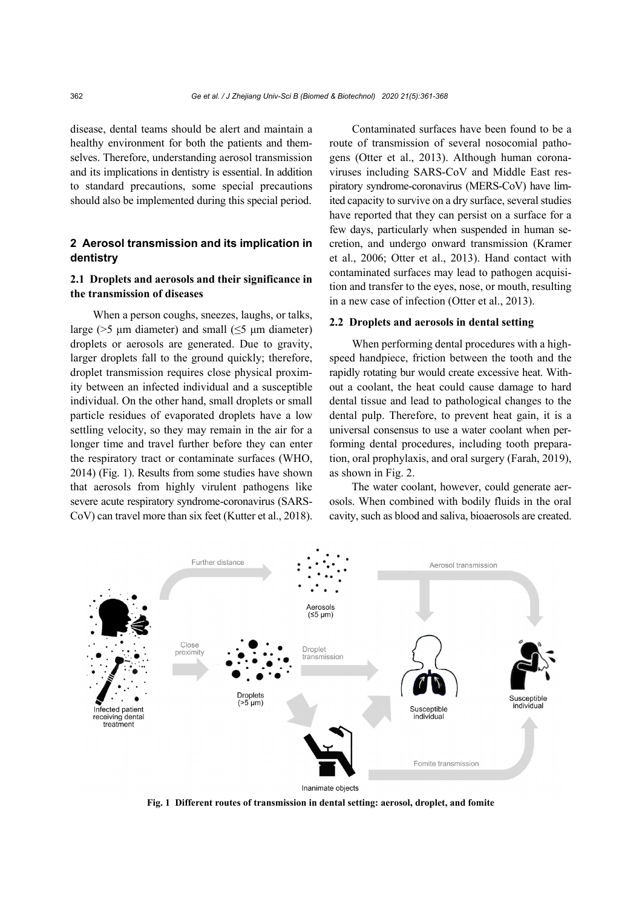disease, dental teams should be alert and maintain a healthy environment for both the patients and themselves. Therefore, understanding aerosol transmission and its implications in dentistry is essential. In addition to standard precautions, some special precautions should also be implemented during this special period.

## 2 Aerosol transmission and its implication in dentistry

### 2.1 Droplets and aerosols and their significance in the transmission of diseases

When a person coughs, sneezes, laughs, or talks, large (>5 μm diameter) and small (≤5 μm diameter) droplets or aerosols are generated. Due to gravity, larger droplets fall to the ground quickly; therefore, droplet transmission requires close physical proximity between an infected individual and a susceptible individual. On the other hand, small droplets or small particle residues of evaporated droplets have a low settling velocity, so they may remain in the air for a longer time and travel further before they can enter the respiratory tract or contaminate surfaces (WHO, 2014) (Fig. 1). Results from some studies have shown that aerosols from highly virulent pathogens like severe acute respiratory syndrome-coronavirus (SARS-CoV) can travel more than six feet (Kutter et al., 2018).

Contaminated surfaces have been found to be a route of transmission of several nosocomial pathogens (Otter et al., 2013). Although human coronaviruses including SARS-CoV and Middle East respiratory syndrome-coronavirus (MERS-CoV) have limited capacity to survive on a dry surface, several studies have reported that they can persist on a surface for a few days, particularly when suspended in human secretion, and undergo onward transmission (Kramer et al., 2006; Otter et al., 2013). Hand contact with contaminated surfaces may lead to pathogen acquisition and transfer to the eyes, nose, or mouth, resulting in a new case of infection (Otter et al., 2013).

### 2.2 Droplets and aerosols in dental setting

When performing dental procedures with a high-speed handpiece, friction between the tooth and the rapidly rotating bur would create excessive heat. Without a coolant, the heat could cause damage to hard dental tissue and lead to pathological changes to the dental pulp. Therefore, to prevent heat gain, it is a universal consensus to use a water coolant when performing dental procedures, including tooth preparation, oral prophylaxis, and oral surgery (Farah, 2019), as shown in Fig. 2.

The water coolant, however, could generate aerosols. When combined with bodily fluids in the oral cavity, such as blood and saliva, bioaerosols are created.

**Fig. 1 Different routes of transmission in dental setting: aerosol, droplet, and fomite**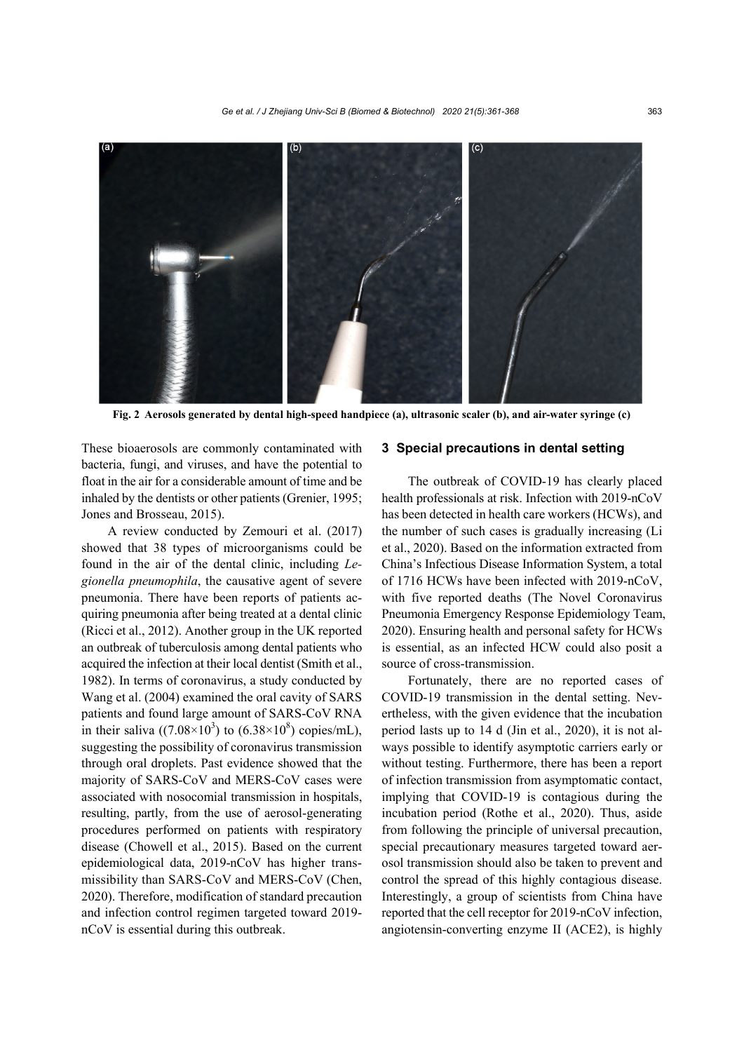Fig. 2 Aerosols generated by dental high-speed handpiece (a), ultrasonic scaler (b), and air-water syringe (c)

These bioaerosols are commonly contaminated with bacteria, fungi, and viruses, and have the potential to float in the air for a considerable amount of time and be inhaled by the dentists or other patients (Grenier, 1995; Jones and Brosseau, 2015).

A review conducted by Zemouri et al. (2017) showed that 38 types of microorganisms could be found in the air of the dental clinic, including *Legionella pneumophila*, the causative agent of severe pneumonia. There have been reports of patients acquiring pneumonia after being treated at a dental clinic (Ricci et al., 2012). Another group in the UK reported an outbreak of tuberculosis among dental patients who acquired the infection at their local dentist (Smith et al., 1982). In terms of coronavirus, a study conducted by Wang et al. (2004) examined the oral cavity of SARS patients and found large amount of SARS-CoV RNA in their saliva ($(7.08\times10^3)$ to $(6.38\times10^8)$ copies/mL), suggesting the possibility of coronavirus transmission through oral droplets. Past evidence showed that the majority of SARS-CoV and MERS-CoV cases were associated with nosocomial transmission in hospitals, resulting, partly, from the use of aerosol-generating procedures performed on patients with respiratory disease (Chowell et al., 2015). Based on the current epidemiological data, 2019-nCoV has higher transmissibility than SARS-CoV and MERS-CoV (Chen, 2020). Therefore, modification of standard precaution and infection control regimen targeted toward 2019-nCoV is essential during this outbreak.

## 3 Special precautions in dental setting

The outbreak of COVID-19 has clearly placed health professionals at risk. Infection with 2019-nCoV has been detected in health care workers (HCWs), and the number of such cases is gradually increasing (Li et al., 2020). Based on the information extracted from China's Infectious Disease Information System, a total of 1716 HCWs have been infected with 2019-nCoV, with five reported deaths (The Novel Coronavirus Pneumonia Emergency Response Epidemiology Team, 2020). Ensuring health and personal safety for HCWs is essential, as an infected HCW could also posit a source of cross-transmission.

Fortunately, there are no reported cases of COVID-19 transmission in the dental setting. Nevertheless, with the given evidence that the incubation period lasts up to 14 d (Jin et al., 2020), it is not always possible to identify asymptotic carriers early or without testing. Furthermore, there has been a report of infection transmission from asymptomatic contact, implying that COVID-19 is contagious during the incubation period (Rothe et al., 2020). Thus, aside from following the principle of universal precaution, special precautionary measures targeted toward aerosol transmission should also be taken to prevent and control the spread of this highly contagious disease. Interestingly, a group of scientists from China have reported that the cell receptor for 2019-nCoV infection, angiotensin-converting enzyme II (ACE2), is highly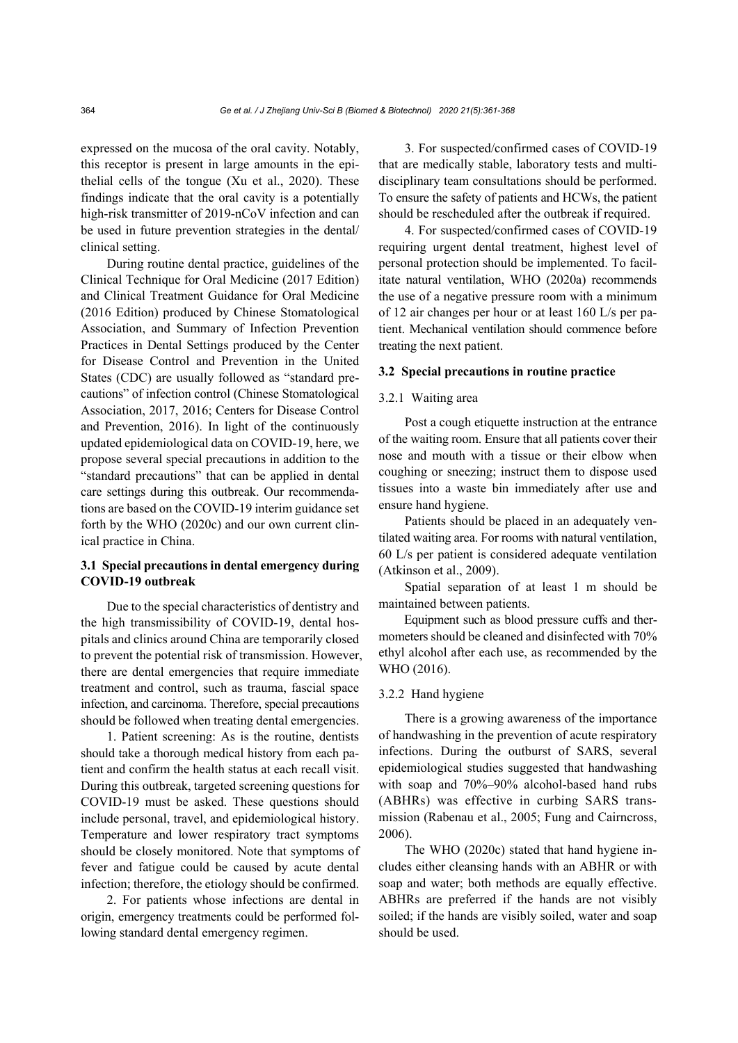expressed on the mucosa of the oral cavity. Notably, this receptor is present in large amounts in the epithelial cells of the tongue (Xu et al., 2020). These findings indicate that the oral cavity is a potentially high-risk transmitter of 2019-nCoV infection and can be used in future prevention strategies in the dental/clinical setting.

During routine dental practice, guidelines of the Clinical Technique for Oral Medicine (2017 Edition) and Clinical Treatment Guidance for Oral Medicine (2016 Edition) produced by Chinese Stomatological Association, and Summary of Infection Prevention Practices in Dental Settings produced by the Center for Disease Control and Prevention in the United States (CDC) are usually followed as "standard precautions" of infection control (Chinese Stomatological Association, 2017, 2016; Centers for Disease Control and Prevention, 2016). In light of the continuously updated epidemiological data on COVID-19, here, we propose several special precautions in addition to the "standard precautions" that can be applied in dental care settings during this outbreak. Our recommendations are based on the COVID-19 interim guidance set forth by the WHO (2020c) and our own current clinical practice in China.

### 3.1 Special precautions in dental emergency during COVID-19 outbreak

Due to the special characteristics of dentistry and the high transmissibility of COVID-19, dental hospitals and clinics around China are temporarily closed to prevent the potential risk of transmission. However, there are dental emergencies that require immediate treatment and control, such as trauma, fascial space infection, and carcinoma. Therefore, special precautions should be followed when treating dental emergencies.

1. Patient screening: As is the routine, dentists should take a thorough medical history from each patient and confirm the health status at each recall visit. During this outbreak, targeted screening questions for COVID-19 must be asked. These questions should include personal, travel, and epidemiological history. Temperature and lower respiratory tract symptoms should be closely monitored. Note that symptoms of fever and fatigue could be caused by acute dental infection; therefore, the etiology should be confirmed.

2. For patients whose infections are dental in origin, emergency treatments could be performed following standard dental emergency regimen.

3. For suspected/confirmed cases of COVID-19 that are medically stable, laboratory tests and multidisciplinary team consultations should be performed. To ensure the safety of patients and HCWs, the patient should be rescheduled after the outbreak if required.

4. For suspected/confirmed cases of COVID-19 requiring urgent dental treatment, highest level of personal protection should be implemented. To facilitate natural ventilation, WHO (2020a) recommends the use of a negative pressure room with a minimum of 12 air changes per hour or at least 160 L/s per patient. Mechanical ventilation should commence before treating the next patient.

### 3.2 Special precautions in routine practice

#### 3.2.1 Waiting area

Post a cough etiquette instruction at the entrance of the waiting room. Ensure that all patients cover their nose and mouth with a tissue or their elbow when coughing or sneezing; instruct them to dispose used tissues into a waste bin immediately after use and ensure hand hygiene.

Patients should be placed in an adequately ventilated waiting area. For rooms with natural ventilation, 60 L/s per patient is considered adequate ventilation (Atkinson et al., 2009).

Spatial separation of at least 1 m should be maintained between patients.

Equipment such as blood pressure cuffs and thermometers should be cleaned and disinfected with 70% ethyl alcohol after each use, as recommended by the WHO (2016).

#### 3.2.2 Hand hygiene

There is a growing awareness of the importance of handwashing in the prevention of acute respiratory infections. During the outburst of SARS, several epidemiological studies suggested that handwashing with soap and 70%–90% alcohol-based hand rubs (ABHRs) was effective in curbing SARS transmission (Rabenau et al., 2005; Fung and Cairncross, 2006).

The WHO (2020c) stated that hand hygiene includes either cleansing hands with an ABHR or with soap and water; both methods are equally effective. ABHRs are preferred if the hands are not visibly soiled; if the hands are visibly soiled, water and soap should be used.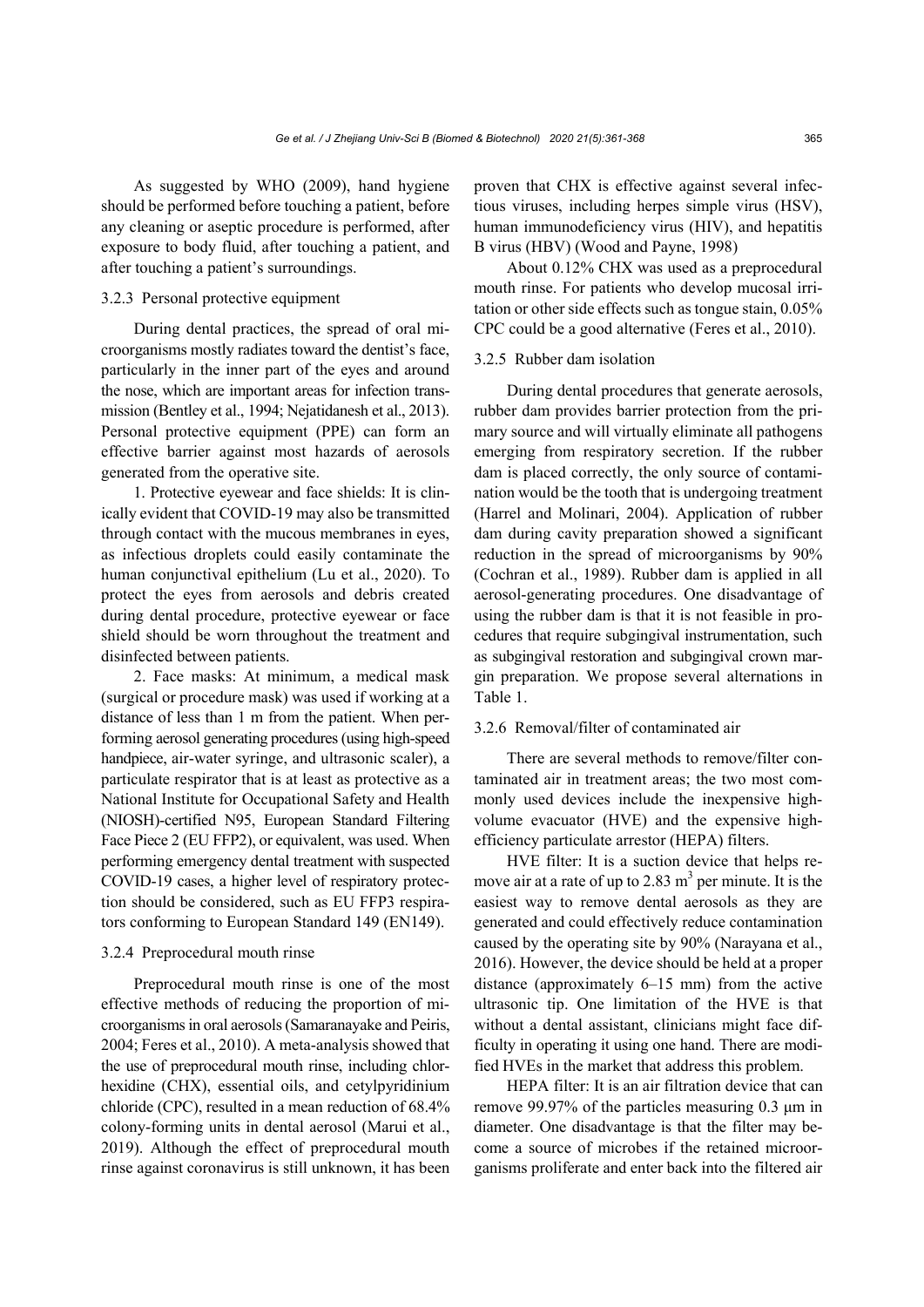As suggested by WHO (2009), hand hygiene should be performed before touching a patient, before any cleaning or aseptic procedure is performed, after exposure to body fluid, after touching a patient, and after touching a patient's surroundings.

#### 3.2.3 Personal protective equipment

During dental practices, the spread of oral microorganisms mostly radiates toward the dentist's face, particularly in the inner part of the eyes and around the nose, which are important areas for infection transmission (Bentley et al., 1994; Nejatidanesh et al., 2013). Personal protective equipment (PPE) can form an effective barrier against most hazards of aerosols generated from the operative site.

1. Protective eyewear and face shields: It is clinically evident that COVID-19 may also be transmitted through contact with the mucous membranes in eyes, as infectious droplets could easily contaminate the human conjunctival epithelium (Lu et al., 2020). To protect the eyes from aerosols and debris created during dental procedure, protective eyewear or face shield should be worn throughout the treatment and disinfected between patients.

2. Face masks: At minimum, a medical mask (surgical or procedure mask) was used if working at a distance of less than 1 m from the patient. When performing aerosol generating procedures (using high-speed handpiece, air-water syringe, and ultrasonic scaler), a particulate respirator that is at least as protective as a National Institute for Occupational Safety and Health (NIOSH)-certified N95, European Standard Filtering Face Piece 2 (EU FFP2), or equivalent, was used. When performing emergency dental treatment with suspected COVID-19 cases, a higher level of respiratory protection should be considered, such as EU FFP3 respirators conforming to European Standard 149 (EN149).

#### 3.2.4 Preprocedural mouth rinse

Preprocedural mouth rinse is one of the most effective methods of reducing the proportion of microorganisms in oral aerosols (Samaranayake and Peiris, 2004; Feres et al., 2010). A meta-analysis showed that the use of preprocedural mouth rinse, including chlorhexidine (CHX), essential oils, and cetylpyridinium chloride (CPC), resulted in a mean reduction of 68.4% colony-forming units in dental aerosol (Marui et al., 2019). Although the effect of preprocedural mouth rinse against coronavirus is still unknown, it has been proven that CHX is effective against several infectious viruses, including herpes simple virus (HSV), human immunodeficiency virus (HIV), and hepatitis B virus (HBV) (Wood and Payne, 1998)

About 0.12% CHX was used as a preprocedural mouth rinse. For patients who develop mucosal irritation or other side effects such as tongue stain, 0.05% CPC could be a good alternative (Feres et al., 2010).

#### 3.2.5 Rubber dam isolation

During dental procedures that generate aerosols, rubber dam provides barrier protection from the primary source and will virtually eliminate all pathogens emerging from respiratory secretion. If the rubber dam is placed correctly, the only source of contamination would be the tooth that is undergoing treatment (Harrel and Molinari, 2004). Application of rubber dam during cavity preparation showed a significant reduction in the spread of microorganisms by 90% (Cochran et al., 1989). Rubber dam is applied in all aerosol-generating procedures. One disadvantage of using the rubber dam is that it is not feasible in procedures that require subgingival instrumentation, such as subgingival restoration and subgingival crown margin preparation. We propose several alternations in Table 1.

#### 3.2.6 Removal/filter of contaminated air

There are several methods to remove/filter contaminated air in treatment areas; the two most commonly used devices include the inexpensive high-volume evacuator (HVE) and the expensive high-efficiency particulate arrestor (HEPA) filters.

HVE filter: It is a suction device that helps remove air at a rate of up to 2.83 $m^3$ per minute. It is the easiest way to remove dental aerosols as they are generated and could effectively reduce contamination caused by the operating site by 90% (Narayana et al., 2016). However, the device should be held at a proper distance (approximately 6–15 mm) from the active ultrasonic tip. One limitation of the HVE is that without a dental assistant, clinicians might face difficulty in operating it using one hand. There are modified HVEs in the market that address this problem.

HEPA filter: It is an air filtration device that can remove 99.97% of the particles measuring 0.3 μm in diameter. One disadvantage is that the filter may become a source of microbes if the retained microorganisms proliferate and enter back into the filtered air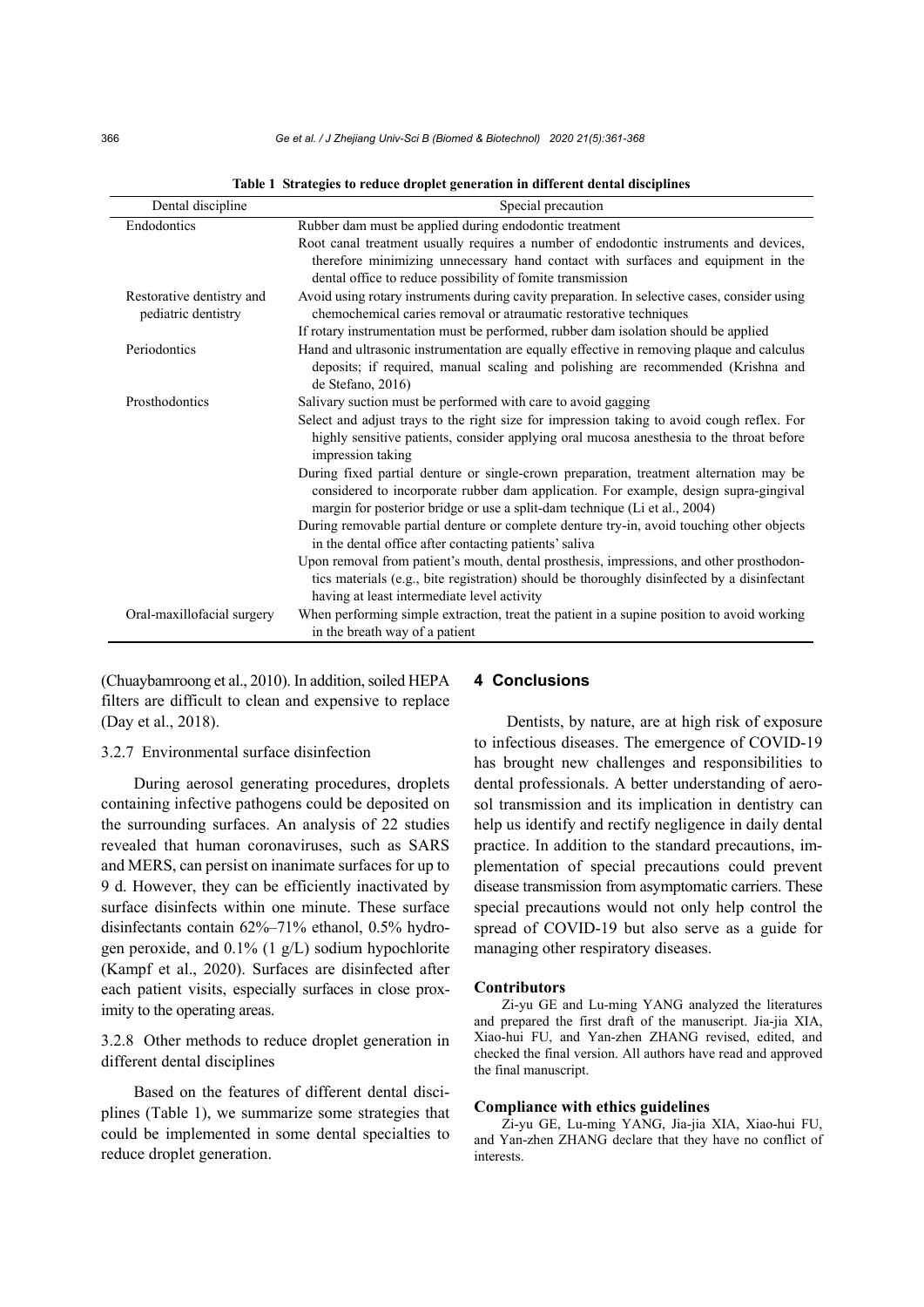**Table 1 Strategies to reduce droplet generation in different dental disciplines**

| Dental discipline | Special precaution |
|---|---|
| Endodontics | Rubber dam must be applied during endodontic treatment |
| | Root canal treatment usually requires a number of endodontic instruments and devices, therefore minimizing unnecessary hand contact with surfaces and equipment in the dental office to reduce possibility of fomite transmission |
| Restorative dentistry and pediatric dentistry | Avoid using rotary instruments during cavity preparation. In selective cases, consider using chemochemical caries removal or atraumatic restorative techniques |
| | If rotary instrumentation must be performed, rubber dam isolation should be applied |
| Periodontics | Hand and ultrasonic instrumentation are equally effective in removing plaque and calculus deposits; if required, manual scaling and polishing are recommended (Krishna and de Stefano, 2016) |
| Prosthodontics | Salivary suction must be performed with care to avoid gagging |
| | Select and adjust trays to the right size for impression taking to avoid cough reflex. For highly sensitive patients, consider applying oral mucosa anesthesia to the throat before impression taking |
| | During fixed partial denture or single-crown preparation, treatment alternation may be considered to incorporate rubber dam application. For example, design supra-gingival margin for posterior bridge or use a split-dam technique (Li et al., 2004) |
| | During removable partial denture or complete denture try-in, avoid touching other objects in the dental office after contacting patients' saliva |
| | Upon removal from patient's mouth, dental prosthesis, impressions, and other prosthodontics materials (e.g., bite registration) should be thoroughly disinfected by a disinfectant having at least intermediate level activity |
| Oral-maxillofacial surgery | When performing simple extraction, treat the patient in a supine position to avoid working in the breath way of a patient |

(Chuaybamroong et al., 2010). In addition, soiled HEPA filters are difficult to clean and expensive to replace (Day et al., 2018).

### 3.2.7 Environmental surface disinfection

During aerosol generating procedures, droplets containing infective pathogens could be deposited on the surrounding surfaces. An analysis of 22 studies revealed that human coronaviruses, such as SARS and MERS, can persist on inanimate surfaces for up to 9 d. However, they can be efficiently inactivated by surface disinfects within one minute. These surface disinfectants contain 62%–71% ethanol, 0.5% hydrogen peroxide, and 0.1% (1 g/L) sodium hypochlorite (Kampf et al., 2020). Surfaces are disinfected after each patient visits, especially surfaces in close proximity to the operating areas.

### 3.2.8 Other methods to reduce droplet generation in different dental disciplines

Based on the features of different dental disciplines (Table 1), we summarize some strategies that could be implemented in some dental specialties to reduce droplet generation.

## 4 Conclusions

Dentists, by nature, are at high risk of exposure to infectious diseases. The emergence of COVID-19 has brought new challenges and responsibilities to dental professionals. A better understanding of aerosol transmission and its implication in dentistry can help us identify and rectify negligence in daily dental practice. In addition to the standard precautions, implementation of special precautions could prevent disease transmission from asymptomatic carriers. These special precautions would not only help control the spread of COVID-19 but also serve as a guide for managing other respiratory diseases.

#### Contributors

Zi-yu GE and Lu-ming YANG analyzed the literatures and prepared the first draft of the manuscript. Jia-jia XIA, Xiao-hui FU, and Yan-zhen ZHANG revised, edited, and checked the final version. All authors have read and approved the final manuscript.

#### Compliance with ethics guidelines

Zi-yu GE, Lu-ming YANG, Jia-jia XIA, Xiao-hui FU, and Yan-zhen ZHANG declare that they have no conflict of interests.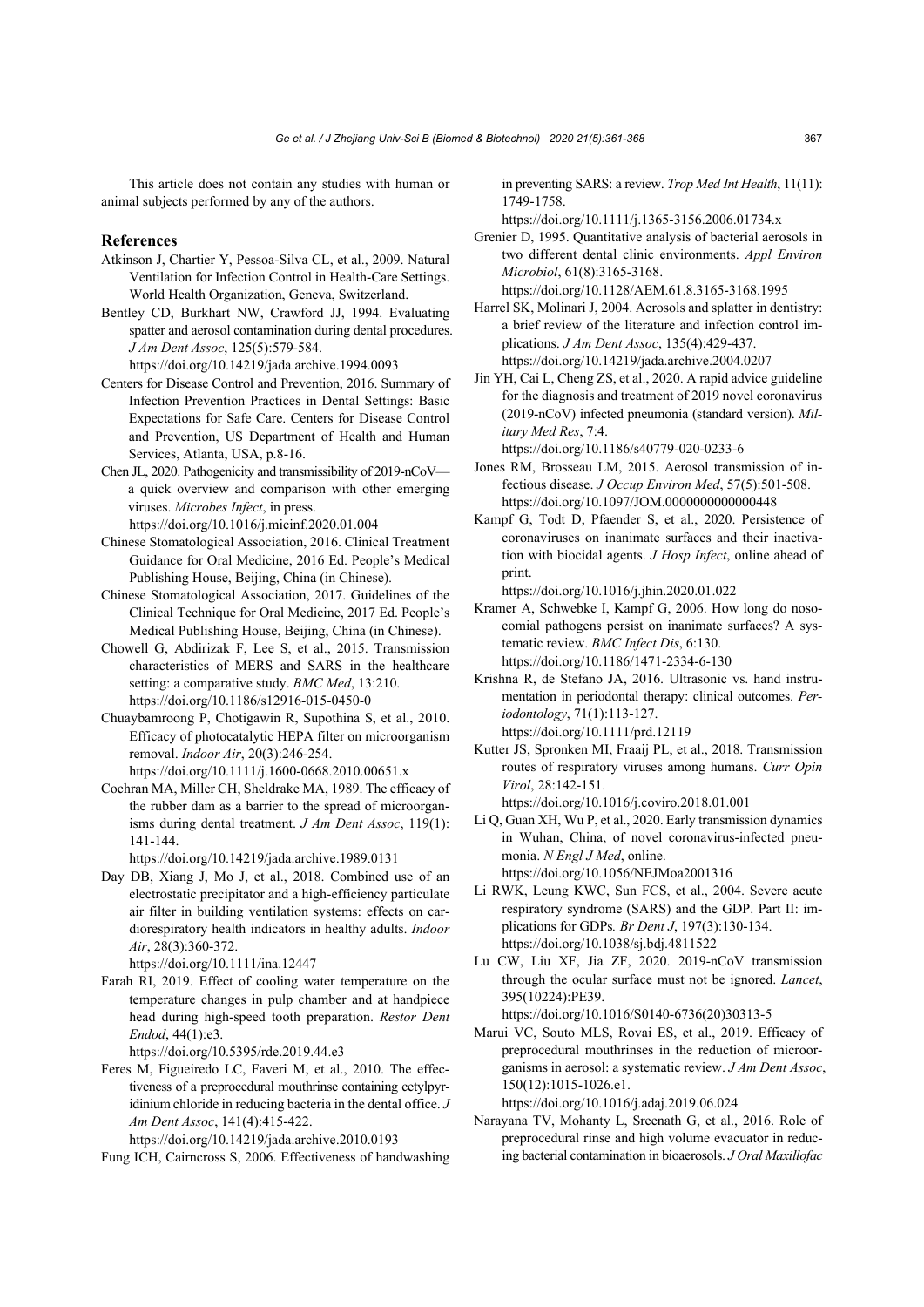This article does not contain any studies with human or animal subjects performed by any of the authors.

## References

Atkinson J, Chartier Y, Pessoa-Silva CL, et al., 2009. Natural Ventilation for Infection Control in Health-Care Settings. World Health Organization, Geneva, Switzerland.

Bentley CD, Burkhart NW, Crawford JJ, 1994. Evaluating spatter and aerosol contamination during dental procedures. *J Am Dent Assoc*, 125(5):579-584. https://doi.org/10.14219/jada.archive.1994.0093

Centers for Disease Control and Prevention, 2016. Summary of Infection Prevention Practices in Dental Settings: Basic Expectations for Safe Care. Centers for Disease Control and Prevention, US Department of Health and Human Services, Atlanta, USA, p.8-16.

Chen JL, 2020. Pathogenicity and transmissibility of 2019-nCoV—a quick overview and comparison with other emerging viruses. *Microbes Infect*, in press. https://doi.org/10.1016/j.micinf.2020.01.004

Chinese Stomatological Association, 2016. Clinical Treatment Guidance for Oral Medicine, 2016 Ed. People's Medical Publishing House, Beijing, China (in Chinese).

Chinese Stomatological Association, 2017. Guidelines of the Clinical Technique for Oral Medicine, 2017 Ed. People's Medical Publishing House, Beijing, China (in Chinese).

Chowell G, Abdirizak F, Lee S, et al., 2015. Transmission characteristics of MERS and SARS in the healthcare setting: a comparative study. *BMC Med*, 13:210. https://doi.org/10.1186/s12916-015-0450-0

Chuaybamroong P, Chotigawin R, Supothina S, et al., 2010. Efficacy of photocatalytic HEPA filter on microorganism removal. *Indoor Air*, 20(3):246-254. https://doi.org/10.1111/j.1600-0668.2010.00651.x

Cochran MA, Miller CH, Sheldrake MA, 1989. The efficacy of the rubber dam as a barrier to the spread of microorganisms during dental treatment. *J Am Dent Assoc*, 119(1): 141-144. https://doi.org/10.14219/jada.archive.1989.0131

Day DB, Xiang J, Mo J, et al., 2018. Combined use of an electrostatic precipitator and a high-efficiency particulate air filter in building ventilation systems: effects on cardiorespiratory health indicators in healthy adults. *Indoor Air*, 28(3):360-372. https://doi.org/10.1111/ina.12447

Farah RI, 2019. Effect of cooling water temperature on the temperature changes in pulp chamber and at handpiece head during high-speed tooth preparation. *Restor Dent Endod*, 44(1):e3. https://doi.org/10.5395/rde.2019.44.e3

Feres M, Figueiredo LC, Faveri M, et al., 2010. The effectiveness of a preprocedural mouthrinse containing cetylpyridinium chloride in reducing bacteria in the dental office. *J Am Dent Assoc*, 141(4):415-422. https://doi.org/10.14219/jada.archive.2010.0193

Fung ICH, Cairncross S, 2006. Effectiveness of handwashing in preventing SARS: a review. *Trop Med Int Health*, 11(11): 1749-1758. https://doi.org/10.1111/j.1365-3156.2006.01734.x

Grenier D, 1995. Quantitative analysis of bacterial aerosols in two different dental clinic environments. *Appl Environ Microbiol*, 61(8):3165-3168. https://doi.org/10.1128/AEM.61.8.3165-3168.1995

Harrel SK, Molinari J, 2004. Aerosols and splatter in dentistry: a brief review of the literature and infection control implications. *J Am Dent Assoc*, 135(4):429-437. https://doi.org/10.14219/jada.archive.2004.0207

Jin YH, Cai L, Cheng ZS, et al., 2020. A rapid advice guideline for the diagnosis and treatment of 2019 novel coronavirus (2019-nCoV) infected pneumonia (standard version). *Military Med Res*, 7:4. https://doi.org/10.1186/s40779-020-0233-6

Jones RM, Brosseau LM, 2015. Aerosol transmission of infectious disease. *J Occup Environ Med*, 57(5):501-508. https://doi.org/10.1097/JOM.0000000000000448

Kampf G, Todt D, Pfaender S, et al., 2020. Persistence of coronaviruses on inanimate surfaces and their inactivation with biocidal agents. *J Hosp Infect*, online ahead of print. https://doi.org/10.1016/j.jhin.2020.01.022

Kramer A, Schwebke I, Kampf G, 2006. How long do nosocomial pathogens persist on inanimate surfaces? A systematic review. *BMC Infect Dis*, 6:130. https://doi.org/10.1186/1471-2334-6-130

Krishna R, de Stefano JA, 2016. Ultrasonic vs. hand instrumentation in periodontal therapy: clinical outcomes. *Periodontology*, 71(1):113-127. https://doi.org/10.1111/prd.12119

Kutter JS, Spronken MI, Fraaij PL, et al., 2018. Transmission routes of respiratory viruses among humans. *Curr Opin Virol*, 28:142-151. https://doi.org/10.1016/j.coviro.2018.01.001

Li Q, Guan XH, Wu P, et al., 2020. Early transmission dynamics in Wuhan, China, of novel coronavirus-infected pneumonia. *N Engl J Med*, online. https://doi.org/10.1056/NEJMoa2001316

Li RWK, Leung KWC, Sun FCS, et al., 2004. Severe acute respiratory syndrome (SARS) and the GDP. Part II: implications for GDPs. *Br Dent J*, 197(3):130-134. https://doi.org/10.1038/sj.bdj.4811522

Lu CW, Liu XF, Jia ZF, 2020. 2019-nCoV transmission through the ocular surface must not be ignored. *Lancet*, 395(10224):PE39. https://doi.org/10.1016/S0140-6736(20)30313-5

Marui VC, Souto MLS, Rovai ES, et al., 2019. Efficacy of preprocedural mouthrinses in the reduction of microorganisms in aerosol: a systematic review. *J Am Dent Assoc*, 150(12):1015-1026.e1. https://doi.org/10.1016/j.adaj.2019.06.024

Narayana TV, Mohanty L, Sreenath G, et al., 2016. Role of preprocedural rinse and high volume evacuator in reducing bacterial contamination in bioaerosols. *J Oral Maxillofac*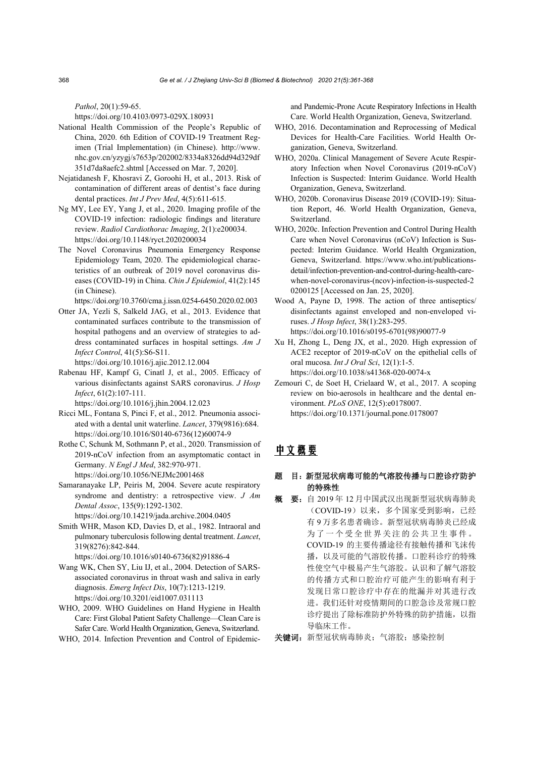*Pathol*, 20(1):59-65.
https://doi.org/10.4103/0973-029X.180931

National Health Commission of the People's Republic of China, 2020. 6th Edition of COVID-19 Treatment Regimen (Trial Implementation) (in Chinese). http://www.nhc.gov.cn/yzygj/s7653p/202002/8334a8326dd94d329df351d7da8aefc2.shtml [Accessed on Mar. 7, 2020].

Nejatidanesh F, Khosravi Z, Goroohi H, et al., 2013. Risk of contamination of different areas of dentist's face during dental practices. *Int J Prev Med*, 4(5):611-615.

Ng MY, Lee EY, Yang J, et al., 2020. Imaging profile of the COVID-19 infection: radiologic findings and literature review. *Radiol Cardiothorac Imaging*, 2(1):e200034. https://doi.org/10.1148/ryct.2020200034

The Novel Coronavirus Pneumonia Emergency Response Epidemiology Team, 2020. The epidemiological characteristics of an outbreak of 2019 novel coronavirus diseases (COVID-19) in China. *Chin J Epidemiol*, 41(2):145 (in Chinese).
https://doi.org/10.3760/cma.j.issn.0254-6450.2020.02.003

Otter JA, Yezli S, Salkeld JAG, et al., 2013. Evidence that contaminated surfaces contribute to the transmission of hospital pathogens and an overview of strategies to address contaminated surfaces in hospital settings. *Am J Infect Control*, 41(5):S6-S11.
https://doi.org/10.1016/j.ajic.2012.12.004

Rabenau HF, Kampf G, Cinatl J, et al., 2005. Efficacy of various disinfectants against SARS coronavirus. *J Hosp Infect*, 61(2):107-111.
https://doi.org/10.1016/j.jhin.2004.12.023

Ricci ML, Fontana S, Pinci F, et al., 2012. Pneumonia associated with a dental unit waterline. *Lancet*, 379(9816):684.
https://doi.org/10.1016/S0140-6736(12)60074-9

Rothe C, Schunk M, Sothmann P, et al., 2020. Transmission of 2019-nCoV infection from an asymptomatic contact in Germany. *N Engl J Med*, 382:970-971.
https://doi.org/10.1056/NEJMc2001468

Samaranayake LP, Peiris M, 2004. Severe acute respiratory syndrome and dentistry: a retrospective view. *J Am Dental Assoc*, 135(9):1292-1302.
https://doi.org/10.14219/jada.archive.2004.0405

Smith WHR, Mason KD, Davies D, et al., 1982. Intraoral and pulmonary tuberculosis following dental treatment. *Lancet*, 319(8276):842-844.
https://doi.org/10.1016/s0140-6736(82)91886-4

Wang WK, Chen SY, Liu IJ, et al., 2004. Detection of SARS-associated coronavirus in throat wash and saliva in early diagnosis. *Emerg Infect Dis*, 10(7):1213-1219.
https://doi.org/10.3201/eid1007.031113

WHO, 2009. WHO Guidelines on Hand Hygiene in Health Care: First Global Patient Safety Challenge—Clean Care is Safer Care. World Health Organization, Geneva, Switzerland.

WHO, 2014. Infection Prevention and Control of Epidemic- and Pandemic-Prone Acute Respiratory Infections in Health Care. World Health Organization, Geneva, Switzerland.

WHO, 2016. Decontamination and Reprocessing of Medical Devices for Health-Care Facilities. World Health Organization, Geneva, Switzerland.

WHO, 2020a. Clinical Management of Severe Acute Respiratory Infection when Novel Coronavirus (2019-nCoV) Infection is Suspected: Interim Guidance. World Health Organization, Geneva, Switzerland.

WHO, 2020b. Coronavirus Disease 2019 (COVID-19): Situation Report, 46. World Health Organization, Geneva, Switzerland.

WHO, 2020c. Infection Prevention and Control During Health Care when Novel Coronavirus (nCoV) Infection is Suspected: Interim Guidance. World Health Organization, Geneva, Switzerland. https://www.who.int/publications-detail/infection-prevention-and-control-during-health-care-when-novel-coronavirus-(ncov)-infection-is-suspected-20200125 [Accessed on Jan. 25, 2020].

Wood A, Payne D, 1998. The action of three antiseptics/disinfectants against enveloped and non-enveloped viruses. *J Hosp Infect*, 38(1):283-295.
https://doi.org/10.1016/s0195-6701(98)90077-9

Xu H, Zhong L, Deng JX, et al., 2020. High expression of ACE2 receptor of 2019-nCoV on the epithelial cells of oral mucosa. *Int J Oral Sci*, 12(1):1-5.
https://doi.org/10.1038/s41368-020-0074-x

Zemouri C, de Soet H, Crielaard W, et al., 2017. A scoping review on bio-aerosols in healthcare and the dental environment. *PLoS ONE*, 12(5):e0178007.
https://doi.org/10.1371/journal.pone.0178007

## 中文概要

**题　目：新型冠状病毒可能的气溶胶传播与口腔诊疗防护的特殊性**

**概　要：**自 2019 年 12 月中国武汉出现新型冠状病毒肺炎（COVID-19）以来，多个国家受到影响，已经有 9 万多名患者确诊。新型冠状病毒肺炎已经成为了一个受全世界关注的公共卫生事件。COVID-19 的主要传播途径有接触传播和飞沫传播，以及可能的气溶胶传播。口腔科诊疗的特殊性使空气中极易产生气溶胶。认识和了解气溶胶的传播方式和口腔治疗可能产生的影响有利于发现日常口腔诊疗中存在的纰漏并对其进行改进。我们还针对疫情期间的口腔急诊及常规口腔诊疗提出了除标准防护外特殊的防护措施，以指导临床工作。

**关键词：**新型冠状病毒肺炎；气溶胶；感染控制